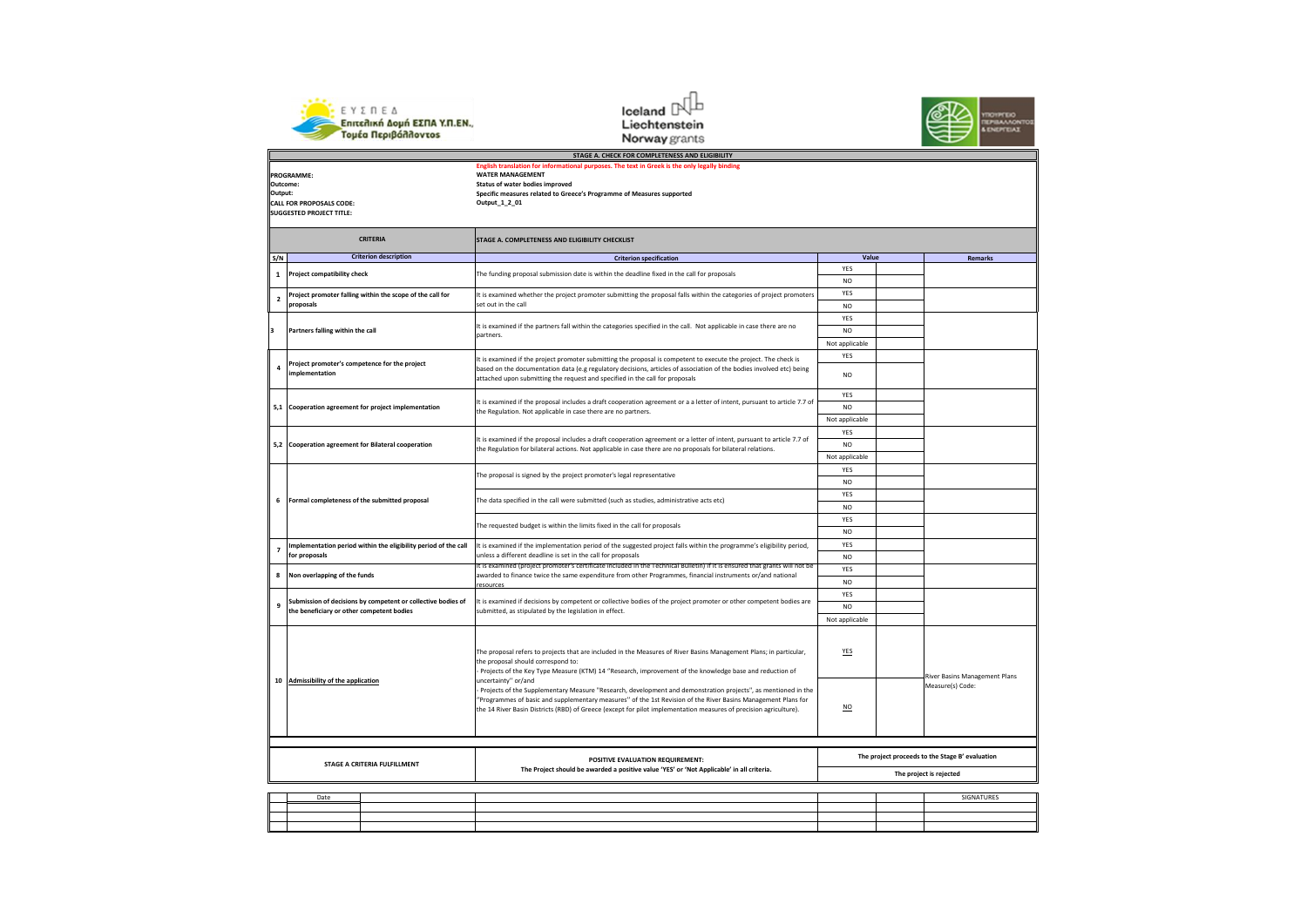ΕΥΣΠΕΔ
Επιτελική Δομή ΕΣΠΑ Υ.Π.ΕΝ., Τομέα Περιβάλλοντος

Iceland Liechtenstein Norway grants

ΥΠΟΥΡΓΕΙΟ ΠΕΡΙΒΑΛΛΟΝΤΟΣ & ΕΝΕΡΓΕΙΑΣ

## STAGE A. CHECK FOR COMPLETENESS AND ELIGIBILITY

English translation for informational purposes. The text in Greek is the only legally binding

| | |
|---|---|
| **PROGRAMME:** | **WATER MANAGEMENT** |
| **Outcome:** | **Status of water bodies improved** |
| **Output:** | **Specific measures related to Greece's Programme of Measures supported** |
| **CALL FOR PROPOSALS CODE:** | **Output_1_2_01** |
| **SUGGESTED PROJECT TITLE:** | |

| CRITERIA | | STAGE A. COMPLETENESS AND ELIGIBILITY CHECKLIST | | | |
|---|---|---|---|---|---|
| **S/N** | **Criterion description** | **Criterion specification** | **Value** | | **Remarks** |
| 1 | **Project compatibility check** | The funding proposal submission date is within the deadline fixed in the call for proposals | YES | | |
| | | | NO | | |
| 2 | **Project promoter falling within the scope of the call for proposals** | It is examined whether the project promoter submitting the proposal falls within the categories of project promoters set out in the call | YES | | |
| | | | NO | | |
| 3 | **Partners falling within the call** | It is examined if the partners fall within the categories specified in the call. Not applicable in case there are no partners. | YES | | |
| | | | NO | | |
| | | | Not applicable | | |
| 4 | **Project promoter's competence for the project implementation** | It is examined if the project promoter submitting the proposal is competent to execute the project. The check is based on the documentation data (e.g regulatory decisions, articles of association of the bodies involved etc) being attached upon submitting the request and specified in the call for proposals | YES | | |
| | | | NO | | |
| 5,1 | **Cooperation agreement for project implementation** | It is examined if the proposal includes a draft cooperation agreement or a a letter of intent, pursuant to article 7.7 of the Regulation. Not applicable in case there are no partners. | YES | | |
| | | | NO | | |
| | | | Not applicable | | |
| 5,2 | **Cooperation agreement for Bilateral cooperation** | It is examined if the proposal includes a draft cooperation agreement or a letter of intent, pursuant to article 7.7 of the Regulation for bilateral actions. Not applicable in case there are no proposals for bilateral relations. | YES | | |
| | | | NO | | |
| | | | Not applicable | | |
| 6 | **Formal completeness of the submitted proposal** | The proposal is signed by the project promoter's legal representative | YES | | |
| | | | NO | | |
| | | The data specified in the call were submitted (such as studies, administrative acts etc) | YES | | |
| | | | NO | | |
| | | The requested budget is within the limits fixed in the call for proposals | YES | | |
| | | | NO | | |
| 7 | **Implementation period within the eligibility period of the call for proposals** | It is examined if the implementation period of the suggested project falls within the programme's eligibility period, unless a different deadline is set in the call for proposals | YES | | |
| | | | NO | | |
| 8 | **Non overlapping of the funds** | It is examined (project promoter's certificate included in the Technical Bulletin) if it is ensured that grants will not be awarded to finance twice the same expenditure from other Programmes, financial instruments or/and national resources | YES | | |
| | | | NO | | |
| 9 | **Submission of decisions by competent or collective bodies of the beneficiary or other competent bodies** | It is examined if decisions by competent or collective bodies of the project promoter or other competent bodies are submitted, as stipulated by the legislation in effect. | YES | | |
| | | | NO | | |
| | | | Not applicable | | |
| 10 | **Admissibility of the application** | The proposal refers to projects that are included in the Measures of River Basins Management Plans; in particular, the proposal should correspond to:<br>- Projects of the Key Type Measure (KTM) 14 "Research, improvement of the knowledge base and reduction of uncertainty" or/and<br>- Projects of the Supplementary Measure "Research, development and demonstration projects", as mentioned in the "Programmes of basic and supplementary measures" of the 1st Revision of the River Basins Management Plans for the 14 River Basin Districts (RBD) of Greece (except for pilot implementation measures of precision agriculture). | YES | | River Basins Management Plans Measure(s) Code: |
| | | | NO | | |
| **STAGE A CRITERIA FULFILLMENT** | | **POSITIVE EVALUATION REQUIREMENT:**<br>**The Project should be awarded a positive value 'YES' or 'Not Applicable' in all criteria.** | **The project proceeds to the Stage B' evaluation** | | |
| | | | **The project is rejected** | | |

| | Date | | | | | SIGNATURES |
|---|---|---|---|---|---|---|
| | | | | | | |
| | | | | | | |
| | | | | | | |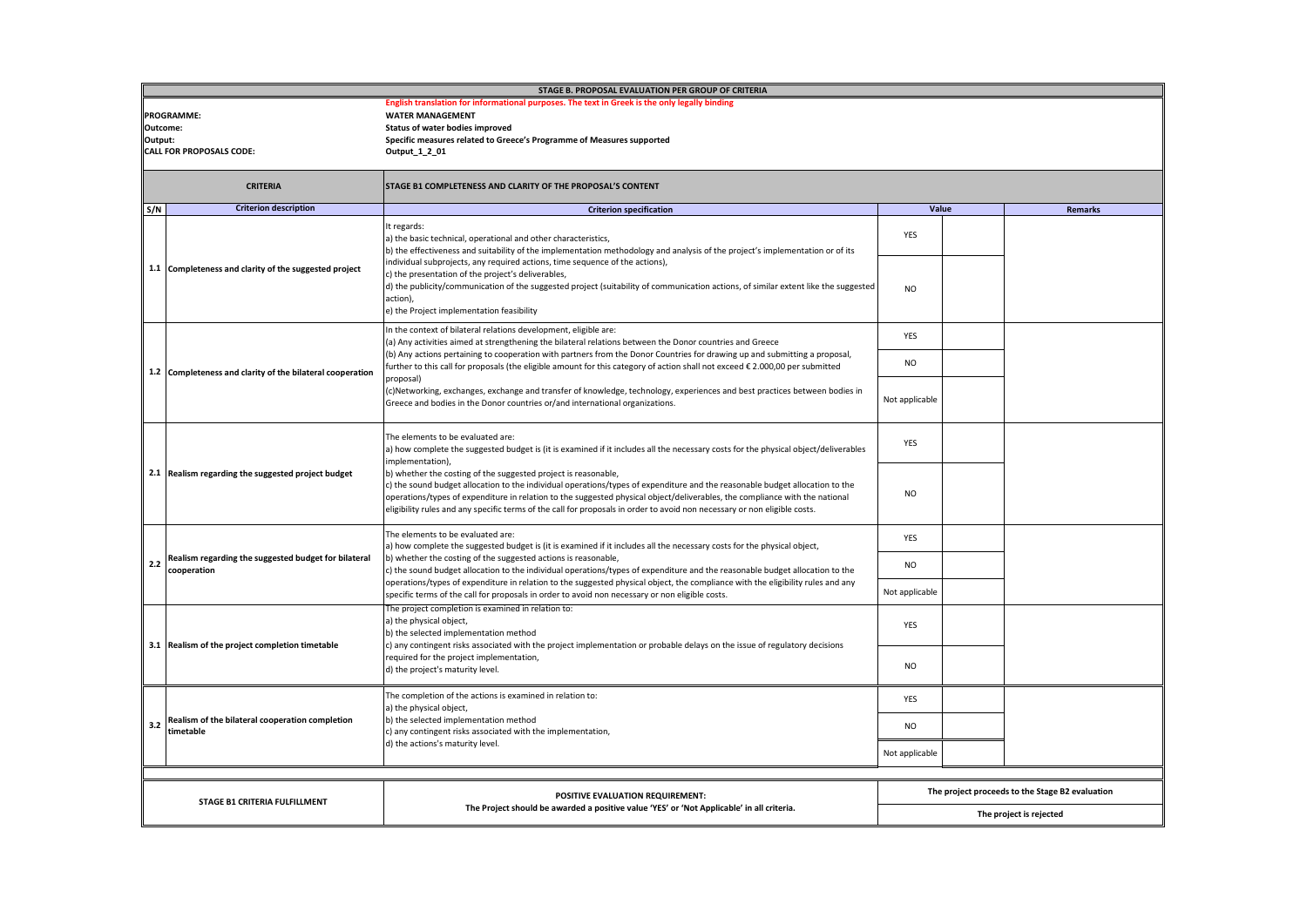## STAGE B. PROPOSAL EVALUATION PER GROUP OF CRITERIA

**English translation for informational purposes. The text in Greek is the only legally binding**

| | |
|---|---|
| **PROGRAMME:** | **WATER MANAGEMENT** |
| **Outcome:** | **Status of water bodies improved** |
| **Output:** | **Specific measures related to Greece's Programme of Measures supported** |
| **CALL FOR PROPOSALS CODE:** | **Output_1_2_01** |

| CRITERIA | | STAGE B1 COMPLETENESS AND CLARITY OF THE PROPOSAL'S CONTENT | | | |
|---|---|---|---|---|---|
| **S/N** | **Criterion description** | **Criterion specification** | **Value** | | **Remarks** |
| 1.1 | Completeness and clarity of the suggested project | It regards:<br>a) the basic technical, operational and other characteristics,<br>b) the effectiveness and suitability of the implementation methodology and analysis of the project's implementation or of its individual subprojects, any required actions, time sequence of the actions),<br>c) the presentation of the project's deliverables,<br>d) the publicity/communication of the suggested project (suitability of communication actions, of similar extent like the suggested action),<br>e) the Project implementation feasibility | YES | | |
| | | | NO | | |
| 1.2 | Completeness and clarity of the bilateral cooperation | In the context of bilateral relations development, eligible are:<br>(a) Any activities aimed at strengthening the bilateral relations between the Donor countries and Greece<br>(b) Any actions pertaining to cooperation with partners from the Donor Countries for drawing up and submitting a proposal, further to this call for proposals (the eligible amount for this category of action shall not exceed € 2.000,00 per submitted proposal)<br>(c)Networking, exchanges, exchange and transfer of knowledge, technology, experiences and best practices between bodies in Greece and bodies in the Donor countries or/and international organizations. | YES | | |
| | | | NO | | |
| | | | Not applicable | | |
| 2.1 | Realism regarding the suggested project budget | The elements to be evaluated are:<br>a) how complete the suggested budget is (it is examined if it includes all the necessary costs for the physical object/deliverables implementation),<br>b) whether the costing of the suggested project is reasonable,<br>c) the sound budget allocation to the individual operations/types of expenditure and the reasonable budget allocation to the operations/types of expenditure in relation to the suggested physical object/deliverables, the compliance with the national eligibility rules and any specific terms of the call for proposals in order to avoid non necessary or non eligible costs. | YES | | |
| | | | NO | | |
| 2.2 | Realism regarding the suggested budget for bilateral cooperation | The elements to be evaluated are:<br>a) how complete the suggested budget is (it is examined if it includes all the necessary costs for the physical object,<br>b) whether the costing of the suggested actions is reasonable,<br>c) the sound budget allocation to the individual operations/types of expenditure and the reasonable budget allocation to the operations/types of expenditure in relation to the suggested physical object, the compliance with the eligibility rules and any specific terms of the call for proposals in order to avoid non necessary or non eligible costs. | YES | | |
| | | | NO | | |
| | | | Not applicable | | |
| 3.1 | Realism of the project completion timetable | The project completion is examined in relation to:<br>a) the physical object,<br>b) the selected implementation method<br>c) any contingent risks associated with the project implementation or probable delays on the issue of regulatory decisions required for the project implementation,<br>d) the project's maturity level. | YES | | |
| | | | NO | | |
| 3.2 | Realism of the bilateral cooperation completion timetable | The completion of the actions is examined in relation to:<br>a) the physical object,<br>b) the selected implementation method<br>c) any contingent risks associated with the implementation,<br>d) the actions's maturity level. | YES | | |
| | | | NO | | |
| | | | Not applicable | | |

| STAGE B1 CRITERIA FULFILLMENT | POSITIVE EVALUATION REQUIREMENT:<br>The Project should be awarded a positive value 'YES' or 'Not Applicable' in all criteria. | The project proceeds to the Stage B2 evaluation |
|---|---|---|
| | | The project is rejected |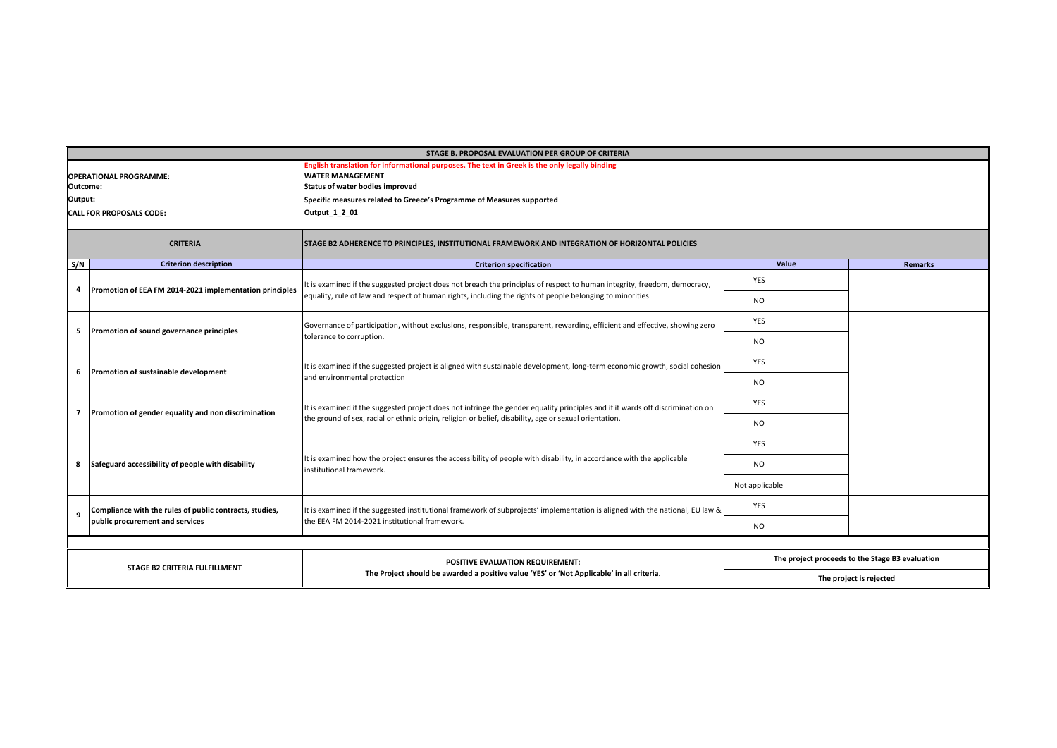| STAGE B. PROPOSAL EVALUATION PER GROUP OF CRITERIA | | | | | |
|---|---|---|---|---|---|
| | | **English translation for informational purposes. The text in Greek is the only legally binding** | | | |
| **OPERATIONAL PROGRAMME:** | | **WATER MANAGEMENT** | | | |
| **Outcome:** | | **Status of water bodies improved** | | | |
| **Output:** | | **Specific measures related to Greece's Programme of Measures supported** | | | |
| **CALL FOR PROPOSALS CODE:** | | **Output_1_2_01** | | | |
| **CRITERIA** | | **STAGE B2 ADHERENCE TO PRINCIPLES, INSTITUTIONAL FRAMEWORK AND INTEGRATION OF HORIZONTAL POLICIES** | | | |
| **S/N** | **Criterion description** | **Criterion specification** | **Value** | | **Remarks** |
| 4 | Promotion of EEA FM 2014-2021 implementation principles | It is examined if the suggested project does not breach the principles of respect to human integrity, freedom, democracy, equality, rule of law and respect of human rights, including the rights of people belonging to minorities. | YES | | |
| | | | NO | | |
| 5 | Promotion of sound governance principles | Governance of participation, without exclusions, responsible, transparent, rewarding, efficient and effective, showing zero tolerance to corruption. | YES | | |
| | | | NO | | |
| 6 | Promotion of sustainable development | It is examined if the suggested project is aligned with sustainable development, long-term economic growth, social cohesion and environmental protection | YES | | |
| | | | NO | | |
| 7 | Promotion of gender equality and non discrimination | It is examined if the suggested project does not infringe the gender equality principles and if it wards off discrimination on the ground of sex, racial or ethnic origin, religion or belief, disability, age or sexual orientation. | YES | | |
| | | | NO | | |
| 8 | Safeguard accessibility of people with disability | It is examined how the project ensures the accessibility of people with disability, in accordance with the applicable institutional framework. | YES | | |
| | | | NO | | |
| | | | Not applicable | | |
| 9 | Compliance with the rules of public contracts, studies, public procurement and services | It is examined if the suggested institutional framework of subprojects' implementation is aligned with the national, EU law & the EEA FM 2014-2021 institutional framework. | YES | | |
| | | | NO | | |
| **STAGE B2 CRITERIA FULFILLMENT** | | **POSITIVE EVALUATION REQUIREMENT:** **The Project should be awarded a positive value 'YES' or 'Not Applicable' in all criteria.** | **The project proceeds to the Stage B3 evaluation** | | |
| | | | **The project is rejected** | | |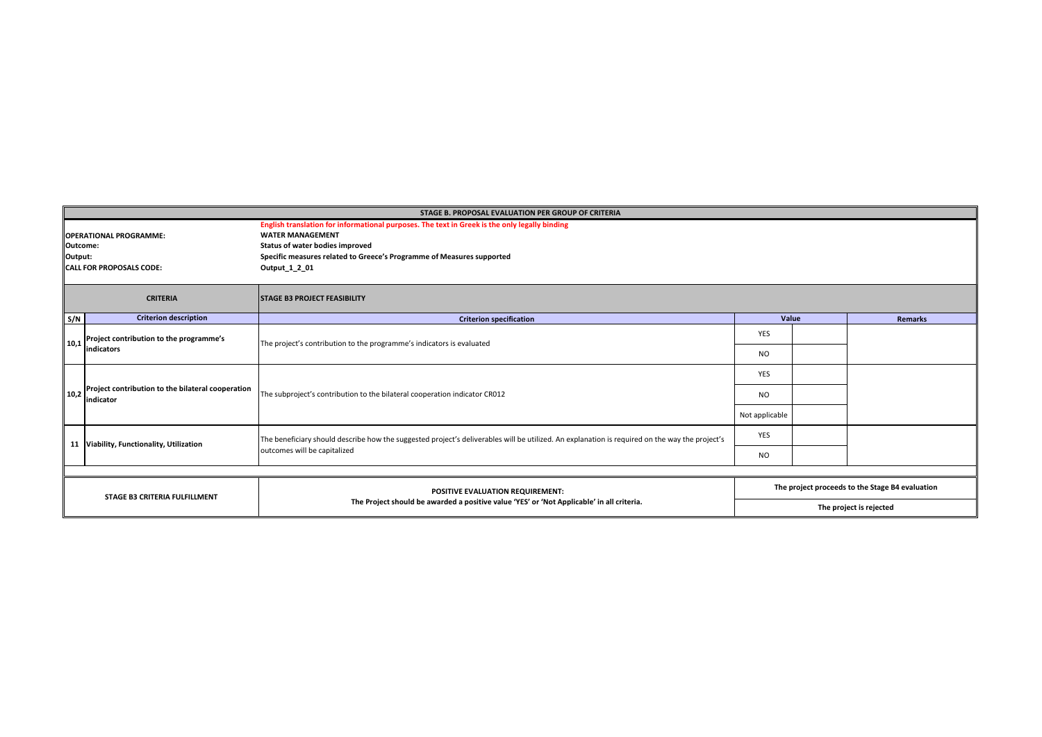| STAGE B. PROPOSAL EVALUATION PER GROUP OF CRITERIA | | | | | |
|---|---|---|---|---|---|
| | | English translation for informational purposes. The text in Greek is the only legally binding | | | |
| **OPERATIONAL PROGRAMME:** | | **WATER MANAGEMENT** | | | |
| **Outcome:** | | **Status of water bodies improved** | | | |
| **Output:** | | **Specific measures related to Greece's Programme of Measures supported** | | | |
| **CALL FOR PROPOSALS CODE:** | | **Output_1_2_01** | | | |
| **CRITERIA** | | **STAGE B3 PROJECT FEASIBILITY** | | | |
| **S/N** | **Criterion description** | **Criterion specification** | **Value** | | **Remarks** |
| 10,1 | **Project contribution to the programme's indicators** | The project's contribution to the programme's indicators is evaluated | YES | | |
| | | | NO | | |
| 10,2 | **Project contribution to the bilateral cooperation indicator** | The subproject's contribution to the bilateral cooperation indicator CR012 | YES | | |
| | | | NO | | |
| | | | Not applicable | | |
| 11 | **Viability, Functionality, Utilization** | The beneficiary should describe how the suggested project's deliverables will be utilized. An explanation is required on the way the project's outcomes will be capitalized | YES | | |
| | | | NO | | |
| **STAGE B3 CRITERIA FULFILLMENT** | | **POSITIVE EVALUATION REQUIREMENT:** **The Project should be awarded a positive value 'YES' or 'Not Applicable' in all criteria.** | **The project proceeds to the Stage B4 evaluation** | | |
| | | | **The project is rejected** | | |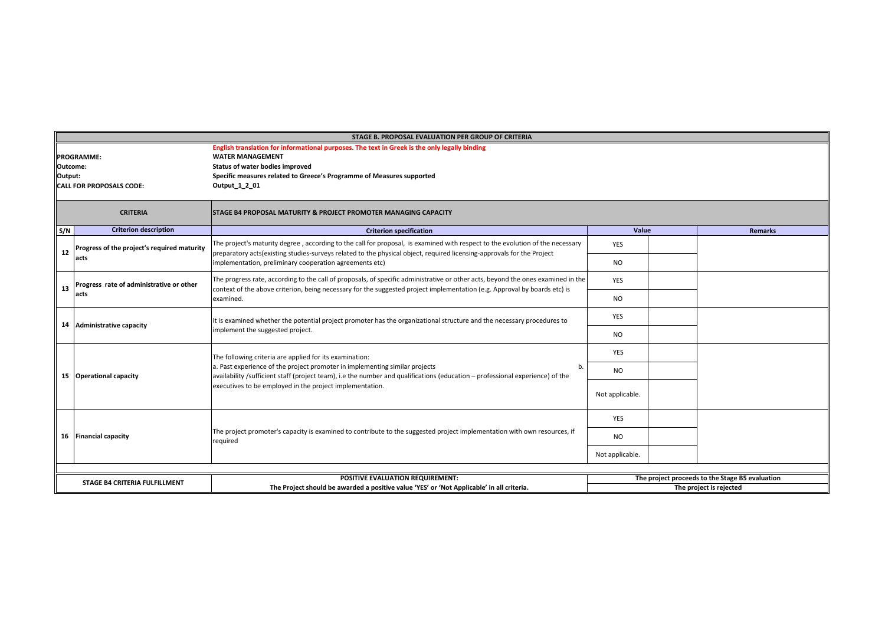| STAGE B. PROPOSAL EVALUATION PER GROUP OF CRITERIA | | | | | |
|---|---|---|---|---|---|
| | | English translation for informational purposes. The text in Greek is the only legally binding | | | |
| **PROGRAMME:** | | **WATER MANAGEMENT** | | | |
| **Outcome:** | | **Status of water bodies improved** | | | |
| **Output:** | | **Specific measures related to Greece's Programme of Measures supported** | | | |
| **CALL FOR PROPOSALS CODE:** | | **Output_1_2_01** | | | |
| **CRITERIA** | | **STAGE B4 PROPOSAL MATURITY & PROJECT PROMOTER MANAGING CAPACITY** | | | |
| **S/N** | **Criterion description** | **Criterion specification** | **Value** | | **Remarks** |
| **12** | **Progress of the project's required maturity acts** | The project's maturity degree , according to the call for proposal, is examined with respect to the evolution of the necessary preparatory acts(existing studies-surveys related to the physical object, required licensing-approvals for the Project implementation, preliminary cooperation agreements etc) | YES | | |
| | | | NO | | |
| **13** | **Progress rate of administrative or other acts** | The progress rate, according to the call of proposals, of specific administrative or other acts, beyond the ones examined in the context of the above criterion, being necessary for the suggested project implementation (e.g. Approval by boards etc) is examined. | YES | | |
| | | | NO | | |
| **14** | **Administrative capacity** | It is examined whether the potential project promoter has the organizational structure and the necessary procedures to implement the suggested project. | YES | | |
| | | | NO | | |
| **15** | **Operational capacity** | The following criteria are applied for its examination:<br>a. Past experience of the project promoter in implementing similar projects<br>b. availability /sufficient staff (project team), i.e the number and qualifications (education – professional experience) of the executives to be employed in the project implementation. | YES | | |
| | | | NO | | |
| | | | Not applicable. | | |
| **16** | **Financial capacity** | The project promoter's capacity is examined to contribute to the suggested project implementation with own resources, if required | YES | | |
| | | | NO | | |
| | | | Not applicable. | | |
| **STAGE B4 CRITERIA FULFILLMENT** | | **POSITIVE EVALUATION REQUIREMENT:**<br>**The Project should be awarded a positive value 'YES' or 'Not Applicable' in all criteria.** | **The project proceeds to the Stage B5 evaluation** | | |
| | | | **The project is rejected** | | |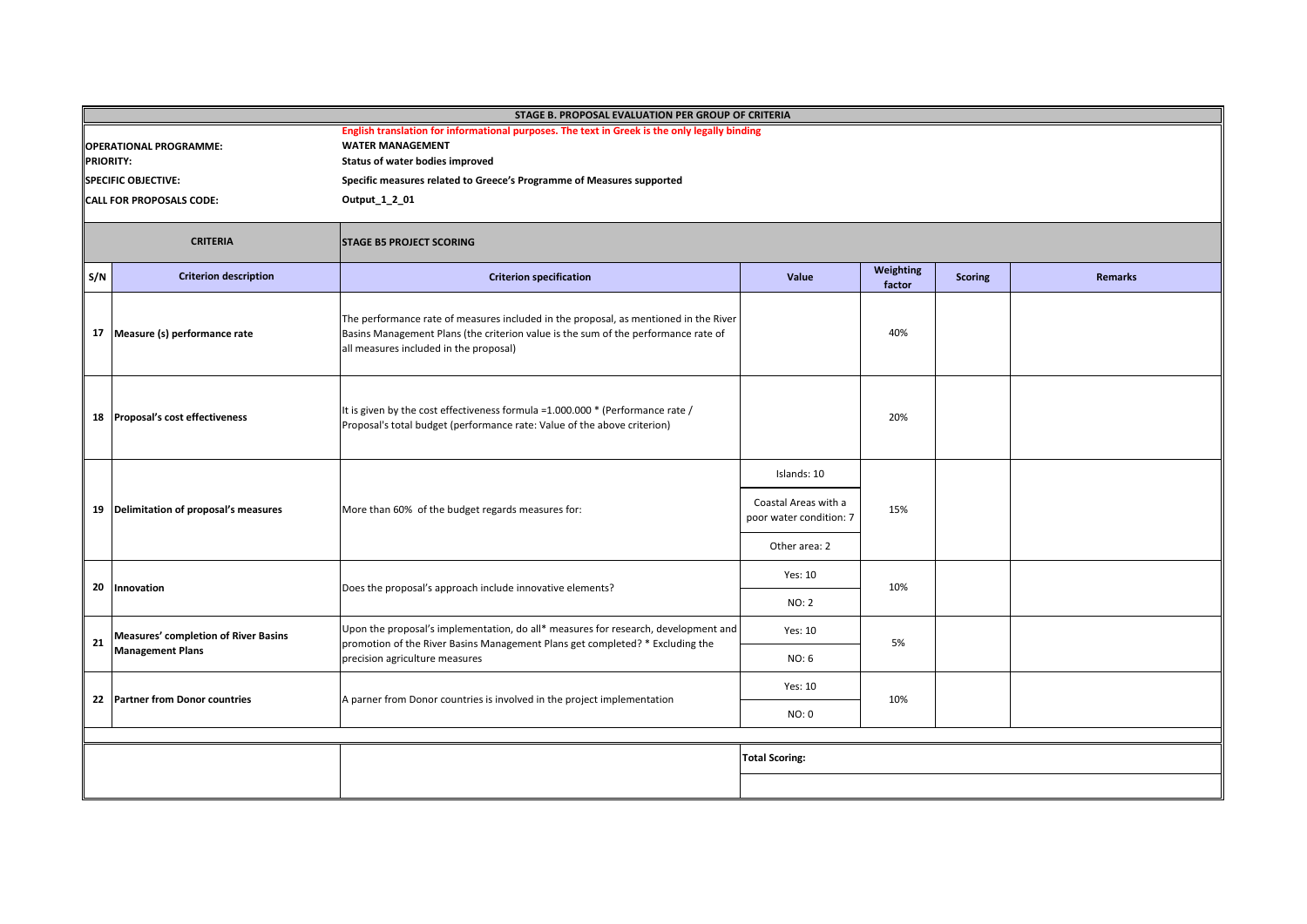**STAGE B. PROPOSAL EVALUATION PER GROUP OF CRITERIA**

**English translation for informational purposes. The text in Greek is the only legally binding**

| | |
|---|---|
| **OPERATIONAL PROGRAMME:** | **WATER MANAGEMENT** |
| **PRIORITY:** | **Status of water bodies improved** |
| **SPECIFIC OBJECTIVE:** | **Specific measures related to Greece's Programme of Measures supported** |
| **CALL FOR PROPOSALS CODE:** | **Output_1_2_01** |

| CRITERIA | | STAGE B5 PROJECT SCORING | | | | |
|---|---|---|---|---|---|---|
| **S/N** | **Criterion description** | **Criterion specification** | **Value** | **Weighting factor** | **Scoring** | **Remarks** |
| 17 | **Measure (s) performance rate** | The performance rate of measures included in the proposal, as mentioned in the River Basins Management Plans (the criterion value is the sum of the performance rate of all measures included in the proposal) | | 40% | | |
| 18 | **Proposal's cost effectiveness** | It is given by the cost effectiveness formula =1.000.000 * (Performance rate / Proposal's total budget (performance rate: Value of the above criterion) | | 20% | | |
| 19 | **Delimitation of proposal's measures** | More than 60% of the budget regards measures for: | Islands: 10 | 15% | | |
| | | | Coastal Areas with a poor water condition: 7 | | | |
| | | | Other area: 2 | | | |
| 20 | **Innovation** | Does the proposal's approach include innovative elements? | Yes: 10 | 10% | | |
| | | | NO: 2 | | | |
| 21 | **Measures' completion of River Basins Management Plans** | Upon the proposal's implementation, do all* measures for research, development and promotion of the River Basins Management Plans get completed? * Excluding the precision agriculture measures | Yes: 10 | 5% | | |
| | | | NO: 6 | | | |
| 22 | **Partner from Donor countries** | A parner from Donor countries is involved in the project implementation | Yes: 10 | 10% | | |
| | | | NO: 0 | | | |
| | | | **Total Scoring:** | | | |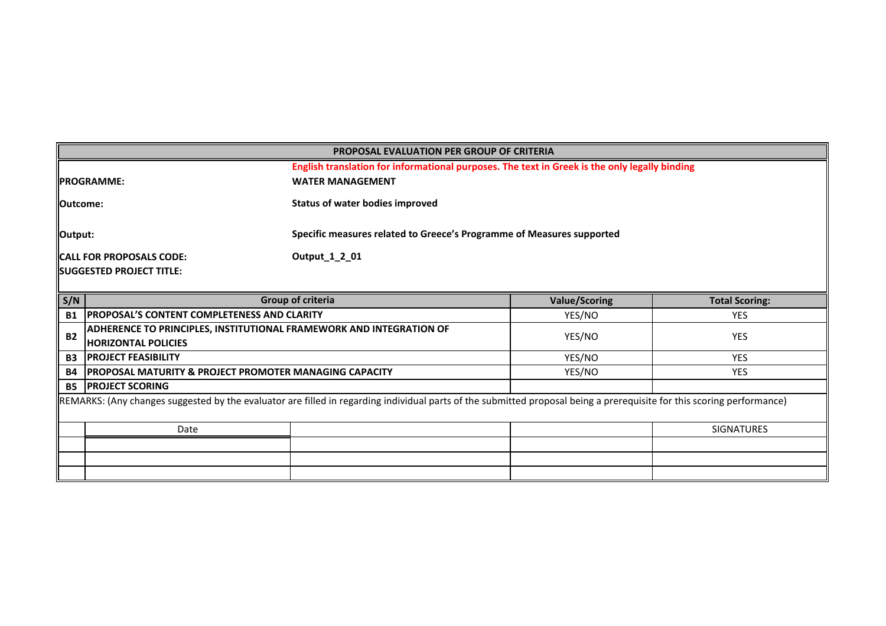## PROPOSAL EVALUATION PER GROUP OF CRITERIA

**English translation for informational purposes. The text in Greek is the only legally binding**

**PROGRAMME:** **WATER MANAGEMENT**

**Outcome:** **Status of water bodies improved**

**Output:** **Specific measures related to Greece's Programme of Measures supported**

**CALL FOR PROPOSALS CODE:** **Output_1_2_01**

**SUGGESTED PROJECT TITLE:**

| S/N | Group of criteria | Value/Scoring | Total Scoring: |
|---|---|---|---|
| **B1** | **PROPOSAL'S CONTENT COMPLETENESS AND CLARITY** | YES/NO | YES |
| **B2** | **ADHERENCE TO PRINCIPLES, INSTITUTIONAL FRAMEWORK AND INTEGRATION OF HORIZONTAL POLICIES** | YES/NO | YES |
| **B3** | **PROJECT FEASIBILITY** | YES/NO | YES |
| **B4** | **PROPOSAL MATURITY & PROJECT PROMOTER MANAGING CAPACITY** | YES/NO | YES |
| **B5** | **PROJECT SCORING** | | |

REMARKS: (Any changes suggested by the evaluator are filled in regarding individual parts of the submitted proposal being a prerequisite for this scoring performance)

| | Date | | | SIGNATURES |
|---|---|---|---|---|
| | | | | |
| | | | | |
| | | | | |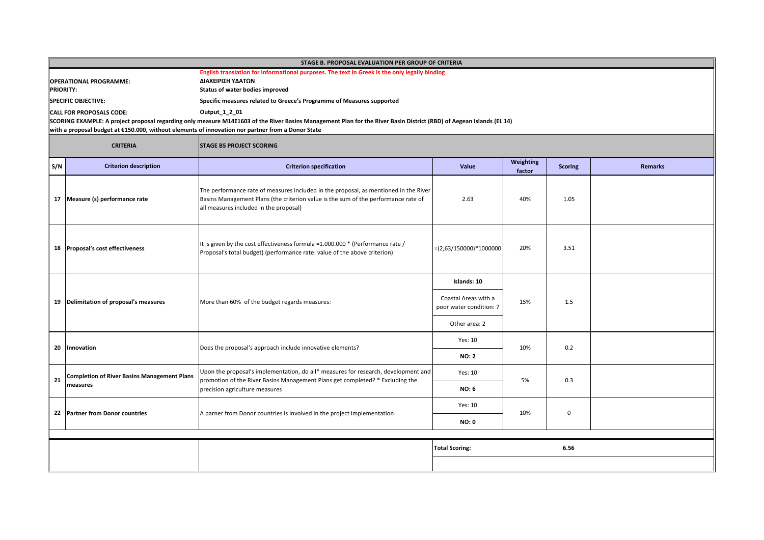**STAGE B. PROPOSAL EVALUATION PER GROUP OF CRITERIA**

**English translation for informational purposes. The text in Greek is the only legally binding**

**OPERATIONAL PROGRAMME:** **ΔΙΑΧΕΙΡΙΣΗ ΥΔΑΤΩΝ**

**PRIORITY:** **Status of water bodies improved**

**SPECIFIC OBJECTIVE:** **Specific measures related to Greece's Programme of Measures supported**

**CALL FOR PROPOSALS CODE:** **Output_1_2_01**

**SCORING EXAMPLE: A project proposal regarding only measure M14Σ1603 of the River Basins Management Plan for the River Basin District (RBD) of Aegean Islands (EL 14) with a proposal budget at €150.000, without elements of innovation nor partner from a Donor State**

| CRITERIA | | STAGE B5 PROJECT SCORING | | | | |
|---|---|---|---|---|---|---|
| S/N | Criterion description | Criterion specification | Value | Weighting factor | Scoring | Remarks |
| 17 | Measure (s) performance rate | The performance rate of measures included in the proposal, as mentioned in the River Basins Management Plans (the criterion value is the sum of the performance rate of all measures included in the proposal) | 2.63 | 40% | 1.05 | |
| 18 | Proposal's cost effectiveness | It is given by the cost effectiveness formula =1.000.000 * (Performance rate / Proposal's total budget) (performance rate: value of the above criterion) | =(2,63/150000)*1000000 | 20% | 3.51 | |
| 19 | Delimitation of proposal's measures | More than 60% of the budget regards measures: | **Islands: 10**<br>Coastal Areas with a poor water condition: 7<br>Other area: 2 | 15% | 1.5 | |
| 20 | Innovation | Does the proposal's approach include innovative elements? | Yes: 10<br>**NO: 2** | 10% | 0.2 | |
| 21 | Completion of River Basins Management Plans measures | Upon the proposal's implementation, do all* measures for research, development and promotion of the River Basins Management Plans get completed? * Excluding the precision agriculture measures | Yes: 10<br>**NO: 6** | 5% | 0.3 | |
| 22 | Partner from Donor countries | A parner from Donor countries is involved in the project implementation | Yes: 10<br>**NO: 0** | 10% | 0 | |
| | | | **Total Scoring:** | | **6.56** | |